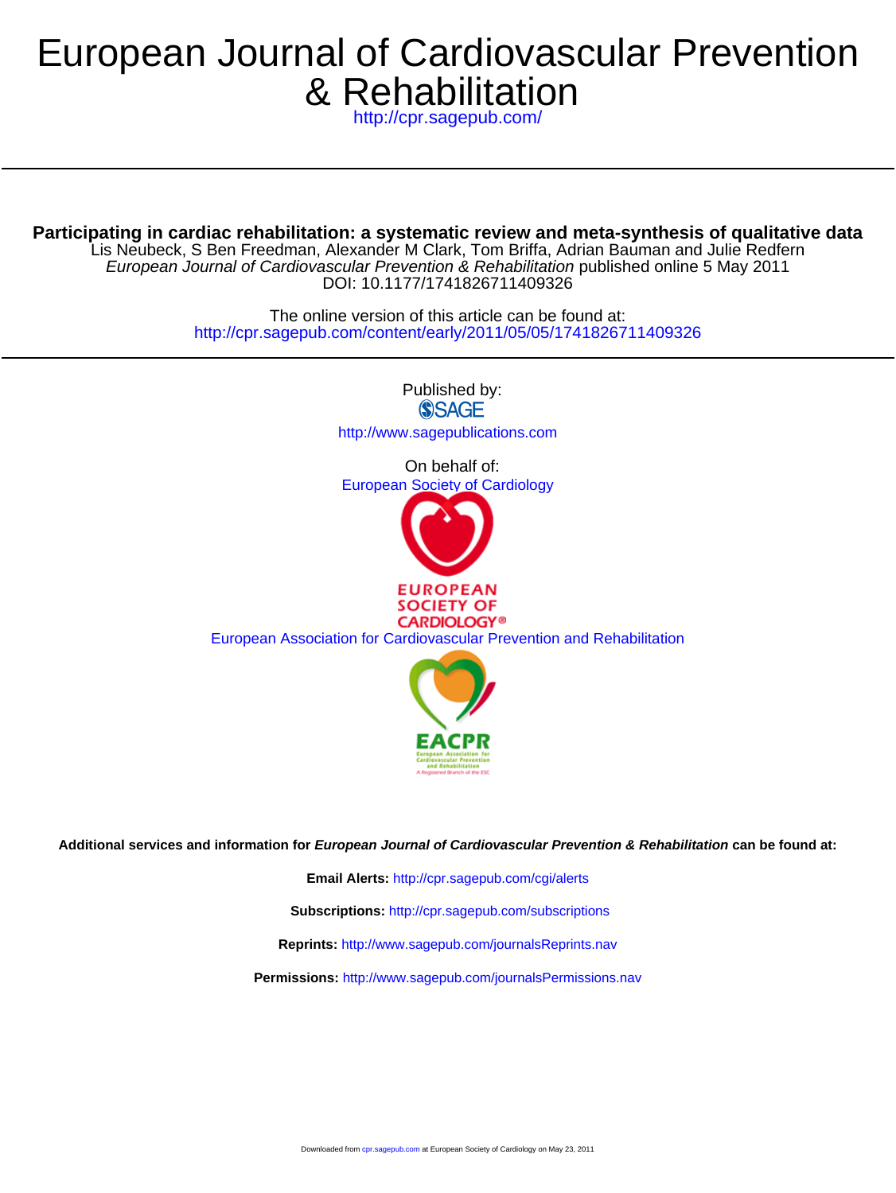# European Journal of Cardiovascular Prevention & Rehabilitation

http://cpr.sagepub.com/

**Participating in cardiac rehabilitation: a systematic review and meta-synthesis of qualitative data**

Lis Neubeck, S Ben Freedman, Alexander M Clark, Tom Briffa, Adrian Bauman and Julie Redfern

*European Journal of Cardiovascular Prevention & Rehabilitation* published online 5 May 2011

DOI: 10.1177/1741826711409326

The online version of this article can be found at:

http://cpr.sagepub.com/content/early/2011/05/05/1741826711409326

Published by:

SAGE

http://www.sagepublications.com

On behalf of:

European Society of Cardiology

EUROPEAN SOCIETY OF CARDIOLOGY®

European Association for Cardiovascular Prevention and Rehabilitation

EACPR

European Association for Cardiovascular Prevention and Rehabilitation

A Registered Branch of the ESC

**Additional services and information for *European Journal of Cardiovascular Prevention & Rehabilitation* can be found at:**

**Email Alerts:** http://cpr.sagepub.com/cgi/alerts

**Subscriptions:** http://cpr.sagepub.com/subscriptions

**Reprints:** http://www.sagepub.com/journalsReprints.nav

**Permissions:** http://www.sagepub.com/journalsPermissions.nav

Downloaded from cpr.sagepub.com at European Society of Cardiology on May 23, 2011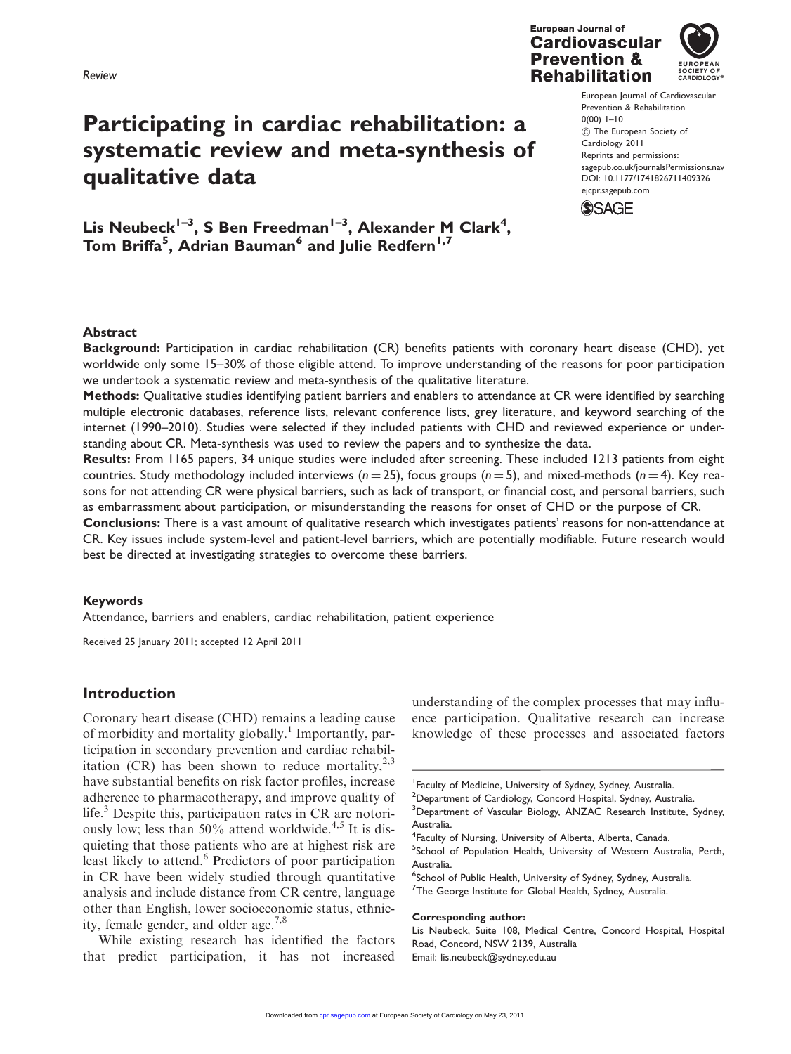Review

# Participating in cardiac rehabilitation: a systematic review and meta-synthesis of qualitative data

**Lis Neubeck[1–3], S Ben Freedman[1–3], Alexander M Clark[4], Tom Briffa[5], Adrian Bauman[6] and Julie Redfern[1,7]**

European Journal of Cardiovascular Prevention & Rehabilitation
0(00) 1–10
© The European Society of Cardiology 2011
Reprints and permissions: sagepub.co.uk/journalsPermissions.nav
DOI: 10.1177/1741826711409326
ejcpr.sagepub.com

## Abstract

**Background:** Participation in cardiac rehabilitation (CR) benefits patients with coronary heart disease (CHD), yet worldwide only some 15–30% of those eligible attend. To improve understanding of the reasons for poor participation we undertook a systematic review and meta-synthesis of the qualitative literature.

**Methods:** Qualitative studies identifying patient barriers and enablers to attendance at CR were identified by searching multiple electronic databases, reference lists, relevant conference lists, grey literature, and keyword searching of the internet (1990–2010). Studies were selected if they included patients with CHD and reviewed experience or understanding about CR. Meta-synthesis was used to review the papers and to synthesize the data.

**Results:** From 1165 papers, 34 unique studies were included after screening. These included 1213 patients from eight countries. Study methodology included interviews ($n = 25$), focus groups ($n = 5$), and mixed-methods ($n = 4$). Key reasons for not attending CR were physical barriers, such as lack of transport, or financial cost, and personal barriers, such as embarrassment about participation, or misunderstanding the reasons for onset of CHD or the purpose of CR.

**Conclusions:** There is a vast amount of qualitative research which investigates patients' reasons for non-attendance at CR. Key issues include system-level and patient-level barriers, which are potentially modifiable. Future research would best be directed at investigating strategies to overcome these barriers.

### Keywords

Attendance, barriers and enablers, cardiac rehabilitation, patient experience

Received 25 January 2011; accepted 12 April 2011

## Introduction

Coronary heart disease (CHD) remains a leading cause of morbidity and mortality globally.[1] Importantly, participation in secondary prevention and cardiac rehabilitation (CR) has been shown to reduce mortality,[2,3] have substantial benefits on risk factor profiles, increase adherence to pharmacotherapy, and improve quality of life.[3] Despite this, participation rates in CR are notoriously low; less than 50% attend worldwide.[4,5] It is disquieting that those patients who are at highest risk are least likely to attend.[6] Predictors of poor participation in CR have been widely studied through quantitative analysis and include distance from CR centre, language other than English, lower socioeconomic status, ethnicity, female gender, and older age.[7,8]

While existing research has identified the factors that predict participation, it has not increased understanding of the complex processes that may influence participation. Qualitative research can increase knowledge of these processes and associated factors

[1]Faculty of Medicine, University of Sydney, Sydney, Australia.
[2]Department of Cardiology, Concord Hospital, Sydney, Australia.
[3]Department of Vascular Biology, ANZAC Research Institute, Sydney, Australia.
[4]Faculty of Nursing, University of Alberta, Alberta, Canada.
[5]School of Population Health, University of Western Australia, Perth, Australia.
[6]School of Public Health, University of Sydney, Sydney, Australia.
[7]The George Institute for Global Health, Sydney, Australia.

**Corresponding author:**
Lis Neubeck, Suite 108, Medical Centre, Concord Hospital, Hospital Road, Concord, NSW 2139, Australia
Email: lis.neubeck@sydney.edu.au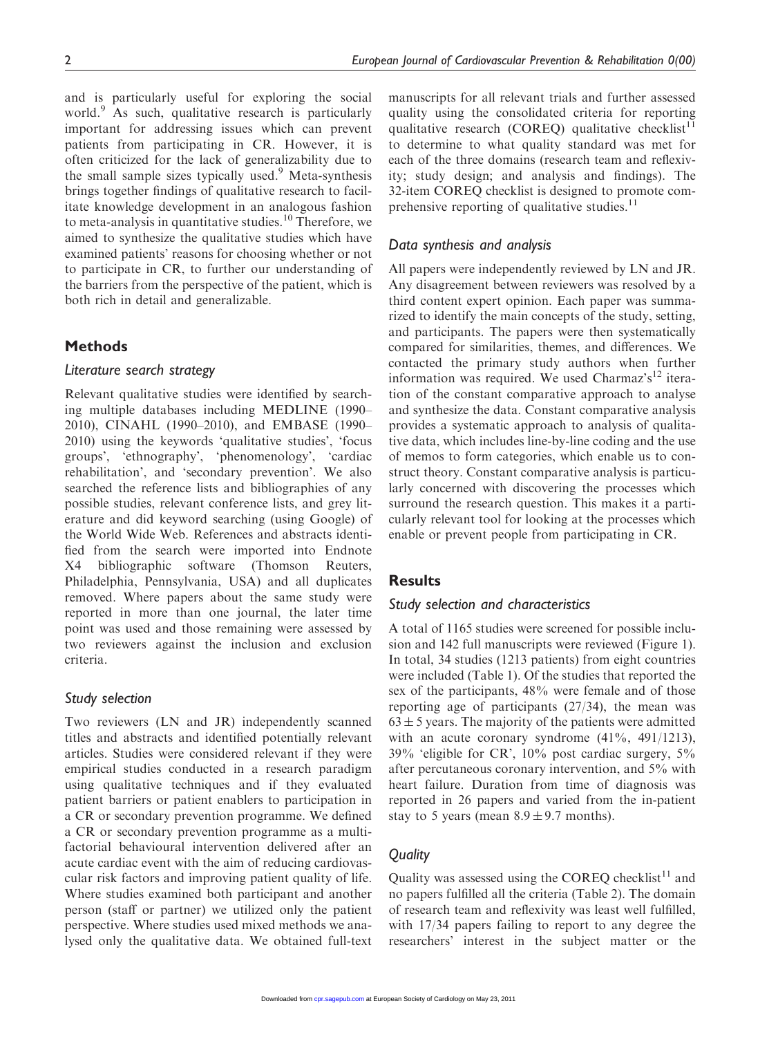and is particularly useful for exploring the social world.[9] As such, qualitative research is particularly important for addressing issues which can prevent patients from participating in CR. However, it is often criticized for the lack of generalizability due to the small sample sizes typically used.[9] Meta-synthesis brings together findings of qualitative research to facilitate knowledge development in an analogous fashion to meta-analysis in quantitative studies.[10] Therefore, we aimed to synthesize the qualitative studies which have examined patients' reasons for choosing whether or not to participate in CR, to further our understanding of the barriers from the perspective of the patient, which is both rich in detail and generalizable.

## Methods

### Literature search strategy

Relevant qualitative studies were identified by searching multiple databases including MEDLINE (1990–2010), CINAHL (1990–2010), and EMBASE (1990–2010) using the keywords 'qualitative studies', 'focus groups', 'ethnography', 'phenomenology', 'cardiac rehabilitation', and 'secondary prevention'. We also searched the reference lists and bibliographies of any possible studies, relevant conference lists, and grey literature and did keyword searching (using Google) of the World Wide Web. References and abstracts identified from the search were imported into Endnote X4 bibliographic software (Thomson Reuters, Philadelphia, Pennsylvania, USA) and all duplicates removed. Where papers about the same study were reported in more than one journal, the later time point was used and those remaining were assessed by two reviewers against the inclusion and exclusion criteria.

### Study selection

Two reviewers (LN and JR) independently scanned titles and abstracts and identified potentially relevant articles. Studies were considered relevant if they were empirical studies conducted in a research paradigm using qualitative techniques and if they evaluated patient barriers or patient enablers to participation in a CR or secondary prevention programme. We defined a CR or secondary prevention programme as a multifactorial behavioural intervention delivered after an acute cardiac event with the aim of reducing cardiovascular risk factors and improving patient quality of life. Where studies examined both participant and another person (staff or partner) we utilized only the patient perspective. Where studies used mixed methods we analysed only the qualitative data. We obtained full-text manuscripts for all relevant trials and further assessed quality using the consolidated criteria for reporting qualitative research (COREQ) qualitative checklist[11] to determine to what quality standard was met for each of the three domains (research team and reflexivity; study design; and analysis and findings). The 32-item COREQ checklist is designed to promote comprehensive reporting of qualitative studies.[11]

### Data synthesis and analysis

All papers were independently reviewed by LN and JR. Any disagreement between reviewers was resolved by a third content expert opinion. Each paper was summarized to identify the main concepts of the study, setting, and participants. The papers were then systematically compared for similarities, themes, and differences. We contacted the primary study authors when further information was required. We used Charmaz's[12] iteration of the constant comparative approach to analyse and synthesize the data. Constant comparative analysis provides a systematic approach to analysis of qualitative data, which includes line-by-line coding and the use of memos to form categories, which enable us to construct theory. Constant comparative analysis is particularly concerned with discovering the processes which surround the research question. This makes it a particularly relevant tool for looking at the processes which enable or prevent people from participating in CR.

## Results

### Study selection and characteristics

A total of 1165 studies were screened for possible inclusion and 142 full manuscripts were reviewed (Figure 1). In total, 34 studies (1213 patients) from eight countries were included (Table 1). Of the studies that reported the sex of the participants, 48% were female and of those reporting age of participants (27/34), the mean was $63 \pm 5$ years. The majority of the patients were admitted with an acute coronary syndrome (41%, 491/1213), 39% 'eligible for CR', 10% post cardiac surgery, 5% after percutaneous coronary intervention, and 5% with heart failure. Duration from time of diagnosis was reported in 26 papers and varied from the in-patient stay to 5 years (mean $8.9 \pm 9.7$ months).

### Quality

Quality was assessed using the COREQ checklist[11] and no papers fulfilled all the criteria (Table 2). The domain of research team and reflexivity was least well fulfilled, with 17/34 papers failing to report to any degree the researchers' interest in the subject matter or the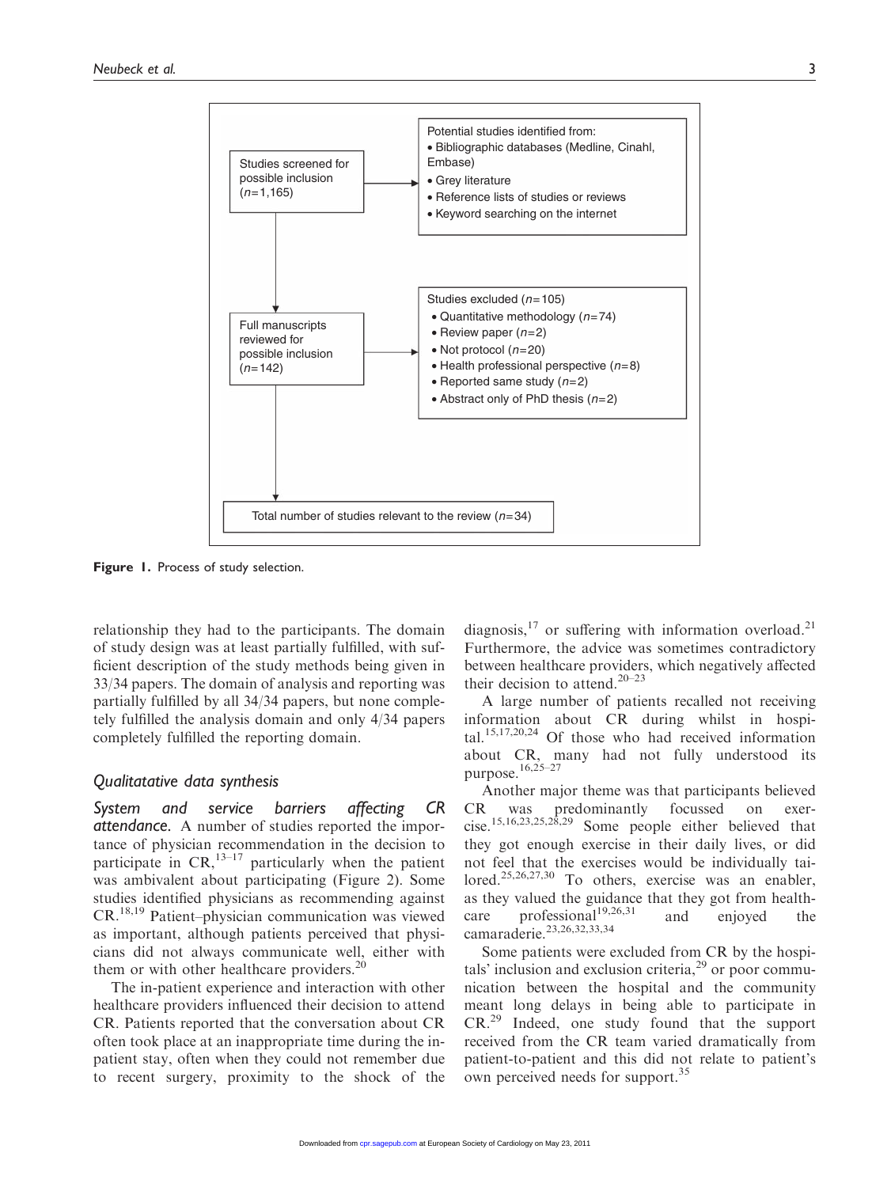Studies screened for possible inclusion (n=1,165)

Potential studies identified from:
- Bibliographic databases (Medline, Cinahl, Embase)
- Grey literature
- Reference lists of studies or reviews
- Keyword searching on the internet

Full manuscripts reviewed for possible inclusion (n=142)

Studies excluded (n=105)
- Quantitative methodology (n=74)
- Review paper (n=2)
- Not protocol (n=20)
- Health professional perspective (n=8)
- Reported same study (n=2)
- Abstract only of PhD thesis (n=2)

Total number of studies relevant to the review (n=34)

**Figure 1.** Process of study selection.

relationship they had to the participants. The domain of study design was at least partially fulfilled, with sufficient description of the study methods being given in 33/34 papers. The domain of analysis and reporting was partially fulfilled by all 34/34 papers, but none completely fulfilled the analysis domain and only 4/34 papers completely fulfilled the reporting domain.

## Qualitatative data synthesis

***System and service barriers affecting CR attendance.*** A number of studies reported the importance of physician recommendation in the decision to participate in CR,[13–17] particularly when the patient was ambivalent about participating (Figure 2). Some studies identified physicians as recommending against CR.[18,19] Patient–physician communication was viewed as important, although patients perceived that physicians did not always communicate well, either with them or with other healthcare providers.[20]

The in-patient experience and interaction with other healthcare providers influenced their decision to attend CR. Patients reported that the conversation about CR often took place at an inappropriate time during the in-patient stay, often when they could not remember due to recent surgery, proximity to the shock of the diagnosis,[17] or suffering with information overload.[21] Furthermore, the advice was sometimes contradictory between healthcare providers, which negatively affected their decision to attend.[20–23]

A large number of patients recalled not receiving information about CR during whilst in hospital.[15,17,20,24] Of those who had received information about CR, many had not fully understood its purpose.[16,25–27]

Another major theme was that participants believed CR was predominantly focussed on exercise.[15,16,23,25,28,29] Some people either believed that they got enough exercise in their daily lives, or did not feel that the exercises would be individually tailored.[25,26,27,30] To others, exercise was an enabler, as they valued the guidance that they got from healthcare professional[19,26,31] and enjoyed the camaraderie.[23,26,32,33,34]

Some patients were excluded from CR by the hospitals' inclusion and exclusion criteria,[29] or poor communication between the hospital and the community meant long delays in being able to participate in CR.[29] Indeed, one study found that the support received from the CR team varied dramatically from patient-to-patient and this did not relate to patient's own perceived needs for support.[35]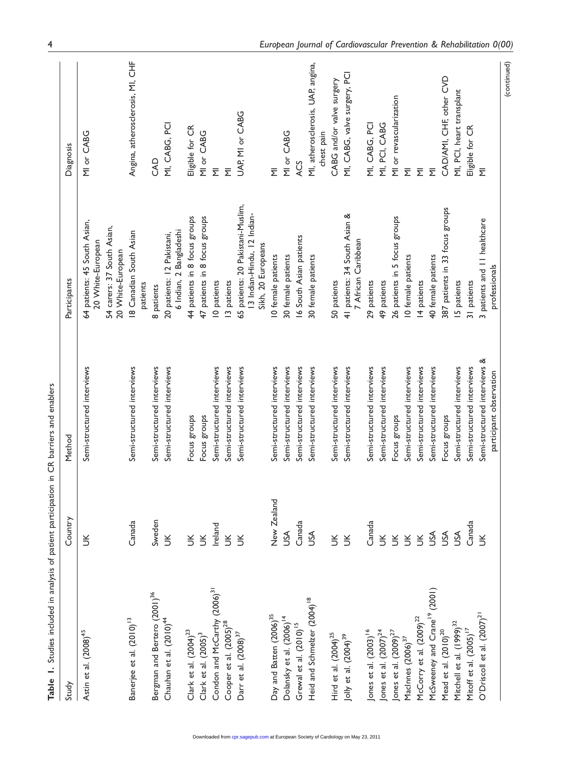**Table 1.** Studies included in analysis of patient participation in CR barriers and enablers

| Study | Country | Method | Participants | Diagnosis |
|---|---|---|---|---|
| Astin et al. (2008)[45] | UK | Semi-structured interviews | 64 patients: 45 South Asian, 20 White-European<br>54 carers: 37 South Asian, 20 White-European | MI or CABG |
| Banerjee et al. (2010)[13] | Canada | Semi-structured interviews | 18 Canadian South Asian patients | Angina, atherosclerosis, MI, CHF |
| Bergman and Bertero (2001)[36] | Sweden | Semi-structured interviews | 8 patients | CAD |
| Chauhan et al. (2010)[44] | UK | Semi-structured interviews | 20 patients: 12 Pakistani, 6 Indian, 2 Bangladeshi | MI, CABG, PCI |
| Clark et al. (2004)[23] | UK | Focus groups | 44 patients in 8 focus groups | Eligible for CR |
| Clark et al. (2005)[3] | UK | Focus groups | 47 patients in 8 focus groups | MI or CABG |
| Condon and McCarthy (2006)[31] | Ireland | Semi-structured interviews | 10 patients | MI |
| Cooper et al. (2005)[28] | UK | Semi-structured interviews | 13 patients | MI |
| Darr et al. (2008)[37] | UK | Semi-structured interviews | 65 patients: 20 Pakistani-Muslim, 13 Indian-Hindu, 12 Indian-Sikh, 20 Europeans | UAP, MI or CABG |
| Day and Batten (2006)[35] | New Zealand | Semi-structured interviews | 10 female patients | MI |
| Dolansky et al. (2006)[14] | USA | Semi-structured interviews | 30 female patients | MI or CABG |
| Grewal et al. (2010)[15] | Canada | Semi-structured interviews | 16 South Asian patients | ACS |
| Heid and Schmelzer (2004)[18] | USA | Semi-structured interviews | 30 female patients | MI, atherosclerosis, UAP, angina, chest pain |
| Hird et al. (2004)[25] | UK | Semi-structured interviews | 50 patients | CABG and/or valve surgery |
| Jolly et al. (2004)[39] | UK | Semi-structured interviews | 41 patients: 34 South Asian & 7 African Caribbean | MI, CABG, valve surgery, PCI |
| Jones et al. (2003)[16] | Canada | Semi-structured interviews | 29 patients | MI, CABG, PCI |
| Jones et al. (2007)[24] | UK | Semi-structured interviews | 49 patients | MI, PCI, CABG |
| Jones et al. (2009)[27] | UK | Focus groups | 26 patients in 5 focus groups | MI or revascularization |
| MacInnes (2006)[37] | UK | Semi-structured interviews | 10 female patients | MI |
| McCorry et al. (2009)[22] | UK | Semi-structured interviews | 14 patients | MI |
| McSweeney and Crane[19] (2001) | USA | Semi-structured interviews | 40 female patients | MI |
| Mead et al. (2010)[20] | USA | Focus groups | 387 patients in 33 focus groups | CAD/AMI, CHF, other CVD |
| Mitchell et al. (1999)[32] | USA | Semi-structured interviews | 15 patients | MI, PCI, heart transplant |
| Mitoff et al. (2005)[17] | Canada | Semi-structured interviews | 31 patients | Eligible for CR |
| O'Driscoll et al. (2007)[21] | UK | Semi-structured interviews & participant observation | 3 patients and 11 healthcare professionals | MI |

(continued)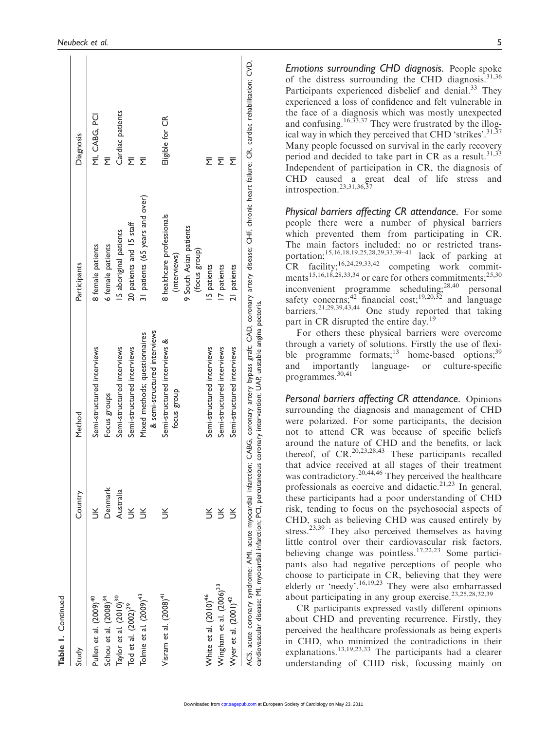**Table 1.** Continued

| Study | Country | Method | Participants | Diagnosis |
|---|---|---|---|---|
| Pullen et al. (2009)[40] | UK | Semi-structured interviews | 8 female patients | MI, CABG, PCI |
| Schou et al. (2008)[34] | Denmark | Focus groups | 6 female patients | MI |
| Taylor et al. (2010)[30] | Australia | Semi-structured interviews | 15 aboriginal patients | Cardiac patients |
| Tod et al. (2002)[29] | UK | Semi-structured interviews | 20 patients and 15 staff | MI |
| Tolmie et al. (2009)[43] | UK | Mixed methods; questionnaires & semi-structured interviews | 31 patients (65 years and over) | MI |
| Visram et al. (2008)[41] | UK | Semi-structured interviews & focus group | 8 healthcare professionals (interviews) 9 South Asian patients (focus group) | Eligible for CR |
| White et al. (2010)[46] | UK | Semi-structured interviews | 15 patients | MI |
| Wingham et al. (2006)[33] | UK | Semi-structured interviews | 17 patients | MI |
| Wyer et al. (2001)[42] | UK | Semi-structured interviews | 21 patients | MI |

ACS, acute coronary syndrome; AMI, acute myocardial infarction; CABG, coronary artery bypass graft; CAD, coronary artery disease; CHF, chronic heart failure; CR, cardiac rehabilitation; CVD, cardiovascular disease; MI, myocardial infarction; PCI, percutaneous coronary intervention; UAP, unstable angina pectoris.

*Emotions surrounding CHD diagnosis.* People spoke of the distress surrounding the CHD diagnosis.[31,36] Participants experienced disbelief and denial.[33] They experienced a loss of confidence and felt vulnerable in the face of a diagnosis which was mostly unexpected and confusing.[16,33,37] They were frustrated by the illogical way in which they perceived that CHD 'strikes'.[31,37] Many people focussed on survival in the early recovery period and decided to take part in CR as a result.[31,33] Independent of participation in CR, the diagnosis of CHD caused a great deal of life stress and introspection.[23,31,36,37]

*Physical barriers affecting CR attendance.* For some people there were a number of physical barriers which prevented them from participating in CR. The main factors included: no or restricted transportation;[15,16,18,19,25,28,29,33,39–41] lack of parking at CR facility;[16,24,29,33,42] competing work commitments[15,16,18,28,33,34] or care for others commitments;[25,30] inconvenient programme scheduling;[28,40] personal safety concerns;[42] financial cost;[19,20,32] and language barriers.[21,29,39,43,44] One study reported that taking part in CR disrupted the entire day.[19]

For others these physical barriers were overcome through a variety of solutions. Firstly the use of flexible programme formats;[13] home-based options;[39] and importantly language- or culture-specific programmes.[30,41]

*Personal barriers affecting CR attendance.* Opinions surrounding the diagnosis and management of CHD were polarized. For some participants, the decision not to attend CR was because of specific beliefs around the nature of CHD and the benefits, or lack thereof, of CR.[20,23,28,43] These participants recalled that advice received at all stages of their treatment was contradictory.[20,44,46] They perceived the healthcare professionals as coercive and didactic.[21,23] In general, these participants had a poor understanding of CHD risk, tending to focus on the psychosocial aspects of CHD, such as believing CHD was caused entirely by stress.[23,39] They also perceived themselves as having little control over their cardiovascular risk factors, believing change was pointless.[17,22,23] Some participants also had negative perceptions of people who choose to participate in CR, believing that they were elderly or 'needy'.[16,19,23] They were also embarrassed about participating in any group exercise.[23,25,28,32,39]

CR participants expressed vastly different opinions about CHD and preventing recurrence. Firstly, they perceived the healthcare professionals as being experts in CHD, who minimized the contradictions in their explanations.[13,19,23,33] The participants had a clearer understanding of CHD risk, focussing mainly on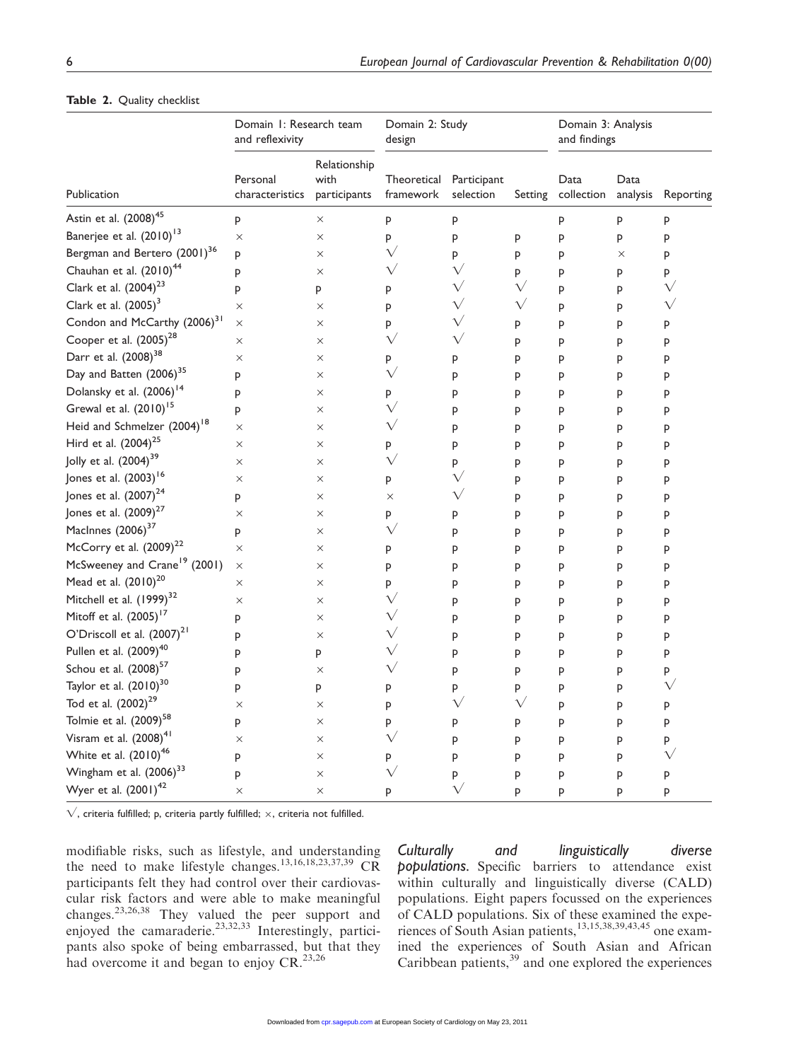**Table 2.** Quality checklist

| Publication | Domain 1: Research team and reflexivity | | Domain 2: Study design | | | Domain 3: Analysis and findings | | |
|---|---|---|---|---|---|---|---|---|
| | Personal characteristics | Relationship with participants | Theoretical framework | Participant selection | Setting | Data collection | Data analysis | Reporting |
| Astin et al. (2008)[45] | p | × | p | p | | p | p | p |
| Banerjee et al. (2010)[13] | × | × | p | p | p | p | p | p |
| Bergman and Bertero (2001)[36] | p | × | √ | p | p | p | × | p |
| Chauhan et al. (2010)[44] | p | × | √ | √ | p | p | p | p |
| Clark et al. (2004)[23] | p | p | p | √ | √ | p | p | √ |
| Clark et al. (2005)[3] | × | × | p | √ | √ | p | p | √ |
| Condon and McCarthy (2006)[31] | × | × | p | √ | p | p | p | p |
| Cooper et al. (2005)[28] | × | × | √ | √ | p | p | p | p |
| Darr et al. (2008)[38] | × | × | p | p | p | p | p | p |
| Day and Batten (2006)[35] | p | × | √ | p | p | p | p | p |
| Dolansky et al. (2006)[14] | p | × | p | p | p | p | p | p |
| Grewal et al. (2010)[15] | p | × | √ | p | p | p | p | p |
| Heid and Schmelzer (2004)[18] | × | × | √ | p | p | p | p | p |
| Hird et al. (2004)[25] | × | × | p | p | p | p | p | p |
| Jolly et al. (2004)[39] | × | × | √ | p | p | p | p | p |
| Jones et al. (2003)[16] | × | × | p | √ | p | p | p | p |
| Jones et al. (2007)[24] | p | × | × | √ | p | p | p | p |
| Jones et al. (2009)[27] | × | × | p | p | p | p | p | p |
| MacInnes (2006)[37] | p | × | √ | p | p | p | p | p |
| McCorry et al. (2009)[22] | × | × | p | p | p | p | p | p |
| McSweeney and Crane[19] (2001) | × | × | p | p | p | p | p | p |
| Mead et al. (2010)[20] | × | × | p | p | p | p | p | p |
| Mitchell et al. (1999)[32] | × | × | √ | p | p | p | p | p |
| Mitoff et al. (2005)[17] | p | × | √ | p | p | p | p | p |
| O'Driscoll et al. (2007)[21] | p | × | √ | p | p | p | p | p |
| Pullen et al. (2009)[40] | p | p | √ | p | p | p | p | p |
| Schou et al. (2008)[57] | p | × | √ | p | p | p | p | p |
| Taylor et al. (2010)[30] | p | p | p | p | p | p | p | √ |
| Tod et al. (2002)[29] | × | × | p | √ | √ | p | p | p |
| Tolmie et al. (2009)[58] | p | × | p | p | p | p | p | p |
| Visram et al. (2008)[41] | × | × | √ | p | p | p | p | p |
| White et al. (2010)[46] | p | × | p | p | p | p | p | √ |
| Wingham et al. (2006)[33] | p | × | √ | p | p | p | p | p |
| Wyer et al. (2001)[42] | × | × | p | √ | p | p | p | p |

√, criteria fulfilled; p, criteria partly fulfilled; ×, criteria not fulfilled.

modifiable risks, such as lifestyle, and understanding the need to make lifestyle changes.[13,16,18,23,37,39] CR participants felt they had control over their cardiovascular risk factors and were able to make meaningful changes.[23,26,38] They valued the peer support and enjoyed the camaraderie.[23,32,33] Interestingly, participants also spoke of being embarrassed, but that they had overcome it and began to enjoy CR.[23,26]

*Culturally and linguistically diverse populations.* Specific barriers to attendance exist within culturally and linguistically diverse (CALD) populations. Eight papers focussed on the experiences of CALD populations. Six of these examined the experiences of South Asian patients,[13,15,38,39,43,45] one examined the experiences of South Asian and African Caribbean patients,[39] and one explored the experiences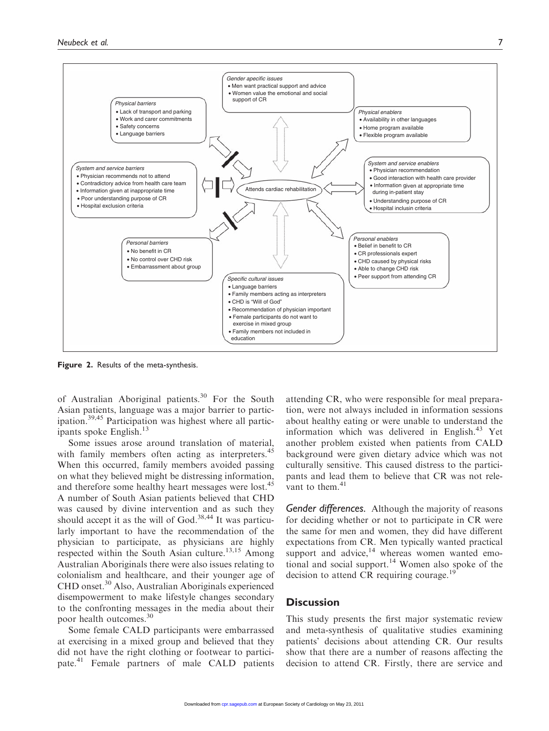*Gender apecific issues*
- Men want practical support and advice
- Women value the emotional and social support of CR

*Physical barriers*
- Lack of transport and parking
- Work and carer commitments
- Safety concerns
- Language barriers

*Physical enablers*
- Availability in other languages
- Home program available
- Flexible program available

*System and service barriers*
- Physician recommends not to attend
- Contradictory advice from health care team
- Information given at inappropriate time
- Poor understanding purpose of CR
- Hospital exclusion criteria

Attends cardiac rehabilitation

*System and service enablers*
- Physician recommendation
- Good interaction with health care provider
- Information given at appropriate time during in-patient stay
- Understanding purpose of CR
- Hospital inclusin criteria

*Personal barriers*
- No benefit in CR
- No control over CHD risk
- Embarrassment about group

*Personal enablers*
- Belief in benefit to CR
- CR professionals expert
- CHD caused by physical risks
- Able to change CHD risk
- Peer support from attending CR

*Specific cultural issues*
- Language barriers
- Family members acting as interpreters
- CHD is "Will of God"
- Recommendation of physician important
- Female participants do not want to exercise in mixed group
- Family members not included in education

**Figure 2.** Results of the meta-synthesis.

of Australian Aboriginal patients.[30] For the South Asian patients, language was a major barrier to participation.[39,45] Participation was highest where all participants spoke English.[13]

Some issues arose around translation of material, with family members often acting as interpreters.[45] When this occurred, family members avoided passing on what they believed might be distressing information, and therefore some healthy heart messages were lost.[45] A number of South Asian patients believed that CHD was caused by divine intervention and as such they should accept it as the will of God.[38,44] It was particularly important to have the recommendation of the physician to participate, as physicians are highly respected within the South Asian culture.[13,15] Among Australian Aboriginals there were also issues relating to colonialism and healthcare, and their younger age of CHD onset.[30] Also, Australian Aboriginals experienced disempowerment to make lifestyle changes secondary to the confronting messages in the media about their poor health outcomes.[30]

Some female CALD participants were embarrassed at exercising in a mixed group and believed that they did not have the right clothing or footwear to participate.[41] Female partners of male CALD patients attending CR, who were responsible for meal preparation, were not always included in information sessions about healthy eating or were unable to understand the information which was delivered in English.[43] Yet another problem existed when patients from CALD background were given dietary advice which was not culturally sensitive. This caused distress to the participants and lead them to believe that CR was not relevant to them.[41]

*Gender differences.* Although the majority of reasons for deciding whether or not to participate in CR were the same for men and women, they did have different expectations from CR. Men typically wanted practical support and advice,[14] whereas women wanted emotional and social support.[14] Women also spoke of the decision to attend CR requiring courage.[19]

## Discussion

This study presents the first major systematic review and meta-synthesis of qualitative studies examining patients' decisions about attending CR. Our results show that there are a number of reasons affecting the decision to attend CR. Firstly, there are service and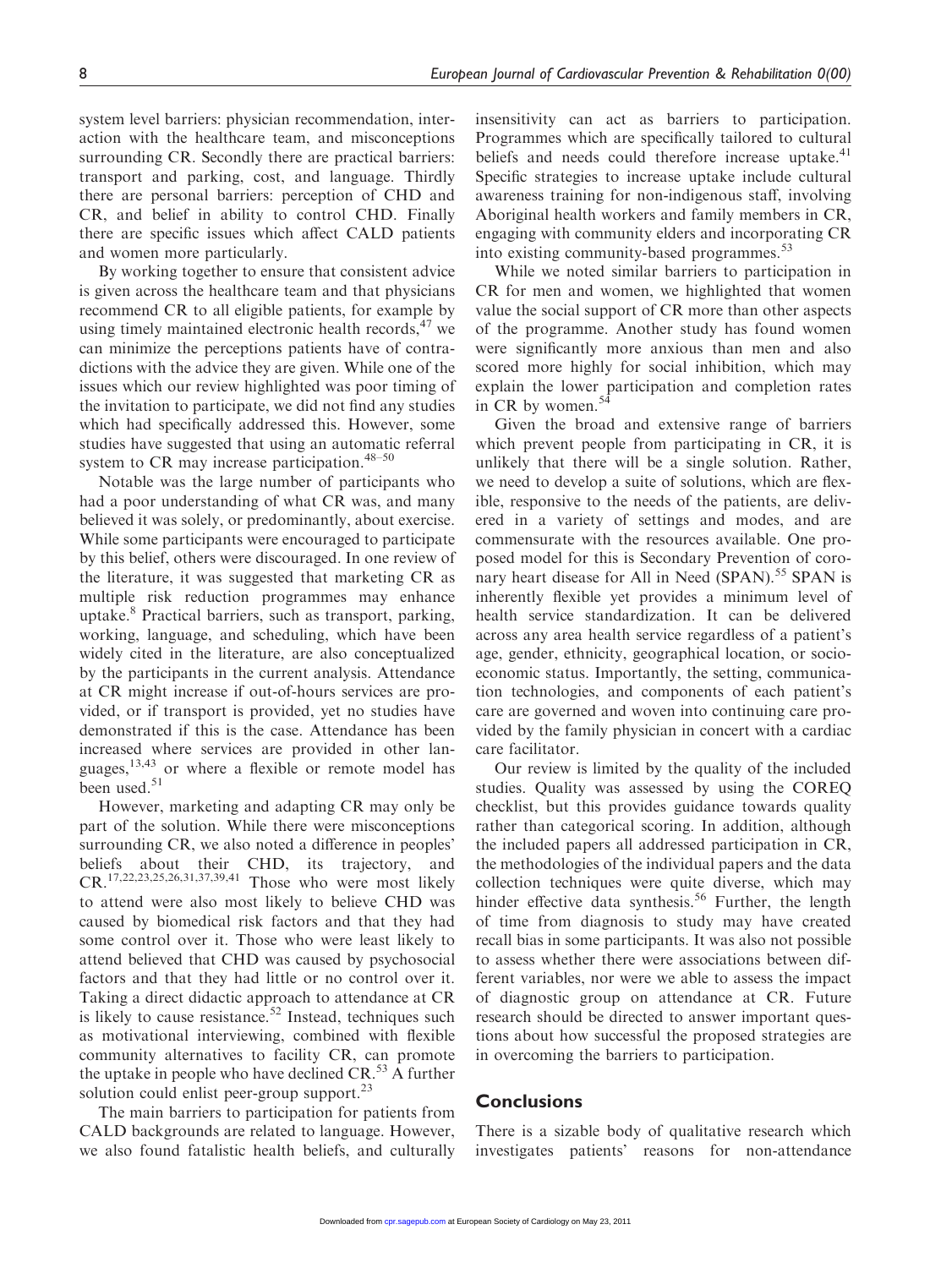system level barriers: physician recommendation, interaction with the healthcare team, and misconceptions surrounding CR. Secondly there are practical barriers: transport and parking, cost, and language. Thirdly there are personal barriers: perception of CHD and CR, and belief in ability to control CHD. Finally there are specific issues which affect CALD patients and women more particularly.

By working together to ensure that consistent advice is given across the healthcare team and that physicians recommend CR to all eligible patients, for example by using timely maintained electronic health records,[47] we can minimize the perceptions patients have of contradictions with the advice they are given. While one of the issues which our review highlighted was poor timing of the invitation to participate, we did not find any studies which had specifically addressed this. However, some studies have suggested that using an automatic referral system to CR may increase participation.[48–50]

Notable was the large number of participants who had a poor understanding of what CR was, and many believed it was solely, or predominantly, about exercise. While some participants were encouraged to participate by this belief, others were discouraged. In one review of the literature, it was suggested that marketing CR as multiple risk reduction programmes may enhance uptake.[8] Practical barriers, such as transport, parking, working, language, and scheduling, which have been widely cited in the literature, are also conceptualized by the participants in the current analysis. Attendance at CR might increase if out-of-hours services are provided, or if transport is provided, yet no studies have demonstrated if this is the case. Attendance has been increased where services are provided in other languages,[13,43] or where a flexible or remote model has been used.[51]

However, marketing and adapting CR may only be part of the solution. While there were misconceptions surrounding CR, we also noted a difference in peoples' beliefs about their CHD, its trajectory, and CR.[17,22,23,25,26,31,37,39,41] Those who were most likely to attend were also most likely to believe CHD was caused by biomedical risk factors and that they had some control over it. Those who were least likely to attend believed that CHD was caused by psychosocial factors and that they had little or no control over it. Taking a direct didactic approach to attendance at CR is likely to cause resistance.[52] Instead, techniques such as motivational interviewing, combined with flexible community alternatives to facility CR, can promote the uptake in people who have declined CR.[53] A further solution could enlist peer-group support.[23]

The main barriers to participation for patients from CALD backgrounds are related to language. However, we also found fatalistic health beliefs, and culturally insensitivity can act as barriers to participation. Programmes which are specifically tailored to cultural beliefs and needs could therefore increase uptake.[41] Specific strategies to increase uptake include cultural awareness training for non-indigenous staff, involving Aboriginal health workers and family members in CR, engaging with community elders and incorporating CR into existing community-based programmes.[53]

While we noted similar barriers to participation in CR for men and women, we highlighted that women value the social support of CR more than other aspects of the programme. Another study has found women were significantly more anxious than men and also scored more highly for social inhibition, which may explain the lower participation and completion rates in CR by women.[54]

Given the broad and extensive range of barriers which prevent people from participating in CR, it is unlikely that there will be a single solution. Rather, we need to develop a suite of solutions, which are flexible, responsive to the needs of the patients, are delivered in a variety of settings and modes, and are commensurate with the resources available. One proposed model for this is Secondary Prevention of coronary heart disease for All in Need (SPAN).[55] SPAN is inherently flexible yet provides a minimum level of health service standardization. It can be delivered across any area health service regardless of a patient's age, gender, ethnicity, geographical location, or socioeconomic status. Importantly, the setting, communication technologies, and components of each patient's care are governed and woven into continuing care provided by the family physician in concert with a cardiac care facilitator.

Our review is limited by the quality of the included studies. Quality was assessed by using the COREQ checklist, but this provides guidance towards quality rather than categorical scoring. In addition, although the included papers all addressed participation in CR, the methodologies of the individual papers and the data collection techniques were quite diverse, which may hinder effective data synthesis.[56] Further, the length of time from diagnosis to study may have created recall bias in some participants. It was also not possible to assess whether there were associations between different variables, nor were we able to assess the impact of diagnostic group on attendance at CR. Future research should be directed to answer important questions about how successful the proposed strategies are in overcoming the barriers to participation.

## Conclusions

There is a sizable body of qualitative research which investigates patients' reasons for non-attendance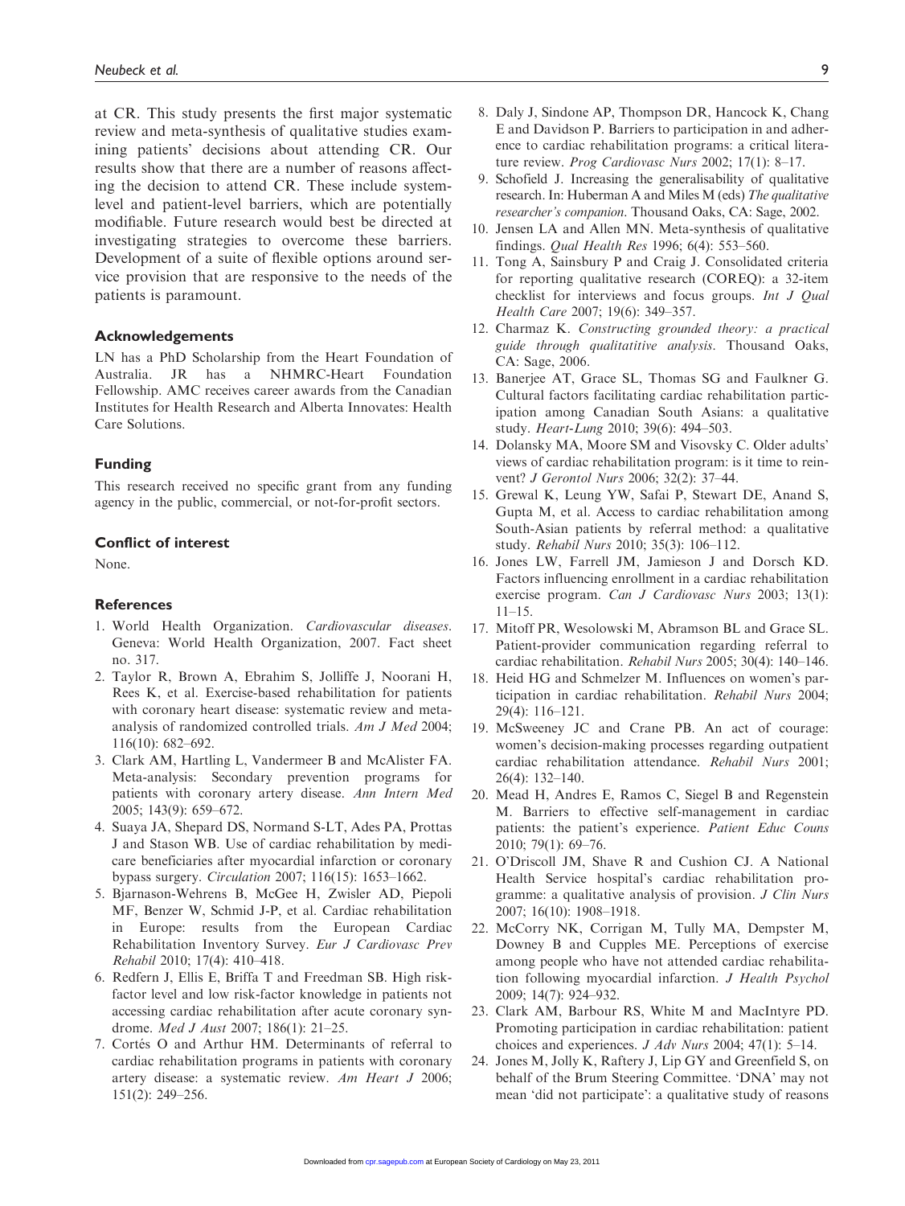at CR. This study presents the first major systematic review and meta-synthesis of qualitative studies examining patients' decisions about attending CR. Our results show that there are a number of reasons affecting the decision to attend CR. These include system-level and patient-level barriers, which are potentially modifiable. Future research would best be directed at investigating strategies to overcome these barriers. Development of a suite of flexible options around service provision that are responsive to the needs of the patients is paramount.

## Acknowledgements

LN has a PhD Scholarship from the Heart Foundation of Australia. JR has a NHMRC-Heart Foundation Fellowship. AMC receives career awards from the Canadian Institutes for Health Research and Alberta Innovates: Health Care Solutions.

## Funding

This research received no specific grant from any funding agency in the public, commercial, or not-for-profit sectors.

## Conflict of interest

None.

## References

1. World Health Organization. *Cardiovascular diseases*. Geneva: World Health Organization, 2007. Fact sheet no. 317.
2. Taylor R, Brown A, Ebrahim S, Jolliffe J, Noorani H, Rees K, et al. Exercise-based rehabilitation for patients with coronary heart disease: systematic review and meta-analysis of randomized controlled trials. *Am J Med* 2004; 116(10): 682–692.
3. Clark AM, Hartling L, Vandermeer B and McAlister FA. Meta-analysis: Secondary prevention programs for patients with coronary artery disease. *Ann Intern Med* 2005; 143(9): 659–672.
4. Suaya JA, Shepard DS, Normand S-LT, Ades PA, Prottas J and Stason WB. Use of cardiac rehabilitation by medicare beneficiaries after myocardial infarction or coronary bypass surgery. *Circulation* 2007; 116(15): 1653–1662.
5. Bjarnason-Wehrens B, McGee H, Zwisler AD, Piepoli MF, Benzer W, Schmid J-P, et al. Cardiac rehabilitation in Europe: results from the European Cardiac Rehabilitation Inventory Survey. *Eur J Cardiovasc Prev Rehabil* 2010; 17(4): 410–418.
6. Redfern J, Ellis E, Briffa T and Freedman SB. High risk-factor level and low risk-factor knowledge in patients not accessing cardiac rehabilitation after acute coronary syndrome. *Med J Aust* 2007; 186(1): 21–25.
7. Cortés O and Arthur HM. Determinants of referral to cardiac rehabilitation programs in patients with coronary artery disease: a systematic review. *Am Heart J* 2006; 151(2): 249–256.
8. Daly J, Sindone AP, Thompson DR, Hancock K, Chang E and Davidson P. Barriers to participation in and adherence to cardiac rehabilitation programs: a critical literature review. *Prog Cardiovasc Nurs* 2002; 17(1): 8–17.
9. Schofield J. Increasing the generalisability of qualitative research. In: Huberman A and Miles M (eds) *The qualitative researcher's companion*. Thousand Oaks, CA: Sage, 2002.
10. Jensen LA and Allen MN. Meta-synthesis of qualitative findings. *Qual Health Res* 1996; 6(4): 553–560.
11. Tong A, Sainsbury P and Craig J. Consolidated criteria for reporting qualitative research (COREQ): a 32-item checklist for interviews and focus groups. *Int J Qual Health Care* 2007; 19(6): 349–357.
12. Charmaz K. *Constructing grounded theory: a practical guide through qualitatitive analysis*. Thousand Oaks, CA: Sage, 2006.
13. Banerjee AT, Grace SL, Thomas SG and Faulkner G. Cultural factors facilitating cardiac rehabilitation participation among Canadian South Asians: a qualitative study. *Heart-Lung* 2010; 39(6): 494–503.
14. Dolansky MA, Moore SM and Visovsky C. Older adults' views of cardiac rehabilitation program: is it time to reinvent? *J Gerontol Nurs* 2006; 32(2): 37–44.
15. Grewal K, Leung YW, Safai P, Stewart DE, Anand S, Gupta M, et al. Access to cardiac rehabilitation among South-Asian patients by referral method: a qualitative study. *Rehabil Nurs* 2010; 35(3): 106–112.
16. Jones LW, Farrell JM, Jamieson J and Dorsch KD. Factors influencing enrollment in a cardiac rehabilitation exercise program. *Can J Cardiovasc Nurs* 2003; 13(1): 11–15.
17. Mitoff PR, Wesolowski M, Abramson BL and Grace SL. Patient-provider communication regarding referral to cardiac rehabilitation. *Rehabil Nurs* 2005; 30(4): 140–146.
18. Heid HG and Schmelzer M. Influences on women's participation in cardiac rehabilitation. *Rehabil Nurs* 2004; 29(4): 116–121.
19. McSweeney JC and Crane PB. An act of courage: women's decision-making processes regarding outpatient cardiac rehabilitation attendance. *Rehabil Nurs* 2001; 26(4): 132–140.
20. Mead H, Andres E, Ramos C, Siegel B and Regenstein M. Barriers to effective self-management in cardiac patients: the patient's experience. *Patient Educ Couns* 2010; 79(1): 69–76.
21. O'Driscoll JM, Shave R and Cushion CJ. A National Health Service hospital's cardiac rehabilitation programme: a qualitative analysis of provision. *J Clin Nurs* 2007; 16(10): 1908–1918.
22. McCorry NK, Corrigan M, Tully MA, Dempster M, Downey B and Cupples ME. Perceptions of exercise among people who have not attended cardiac rehabilitation following myocardial infarction. *J Health Psychol* 2009; 14(7): 924–932.
23. Clark AM, Barbour RS, White M and MacIntyre PD. Promoting participation in cardiac rehabilitation: patient choices and experiences. *J Adv Nurs* 2004; 47(1): 5–14.
24. Jones M, Jolly K, Raftery J, Lip GY and Greenfield S, on behalf of the Brum Steering Committee. 'DNA' may not mean 'did not participate': a qualitative study of reasons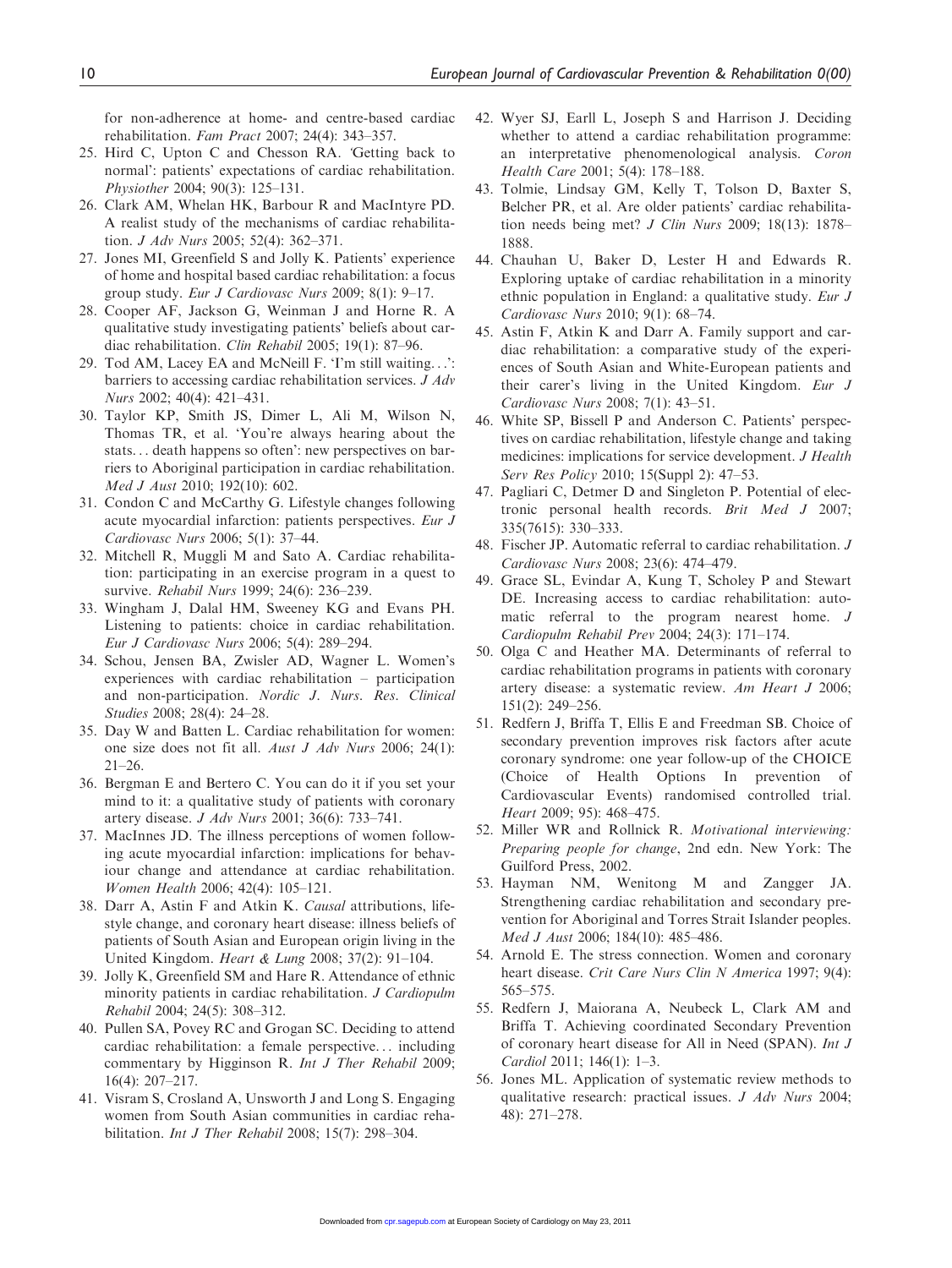for non-adherence at home- and centre-based cardiac rehabilitation. *Fam Pract* 2007; 24(4): 343–357.

25. Hird C, Upton C and Chesson RA. 'Getting back to normal': patients' expectations of cardiac rehabilitation. *Physiother* 2004; 90(3): 125–131.
26. Clark AM, Whelan HK, Barbour R and MacIntyre PD. A realist study of the mechanisms of cardiac rehabilitation. *J Adv Nurs* 2005; 52(4): 362–371.
27. Jones MI, Greenfield S and Jolly K. Patients' experience of home and hospital based cardiac rehabilitation: a focus group study. *Eur J Cardiovasc Nurs* 2009; 8(1): 9–17.
28. Cooper AF, Jackson G, Weinman J and Horne R. A qualitative study investigating patients' beliefs about cardiac rehabilitation. *Clin Rehabil* 2005; 19(1): 87–96.
29. Tod AM, Lacey EA and McNeill F. 'I'm still waiting...': barriers to accessing cardiac rehabilitation services. *J Adv Nurs* 2002; 40(4): 421–431.
30. Taylor KP, Smith JS, Dimer L, Ali M, Wilson N, Thomas TR, et al. 'You're always hearing about the stats... death happens so often': new perspectives on barriers to Aboriginal participation in cardiac rehabilitation. *Med J Aust* 2010; 192(10): 602.
31. Condon C and McCarthy G. Lifestyle changes following acute myocardial infarction: patients perspectives. *Eur J Cardiovasc Nurs* 2006; 5(1): 37–44.
32. Mitchell R, Muggli M and Sato A. Cardiac rehabilitation: participating in an exercise program in a quest to survive. *Rehabil Nurs* 1999; 24(6): 236–239.
33. Wingham J, Dalal HM, Sweeney KG and Evans PH. Listening to patients: choice in cardiac rehabilitation. *Eur J Cardiovasc Nurs* 2006; 5(4): 289–294.
34. Schou, Jensen BA, Zwisler AD, Wagner L. Women's experiences with cardiac rehabilitation – participation and non-participation. *Nordic J. Nurs. Res. Clinical Studies* 2008; 28(4): 24–28.
35. Day W and Batten L. Cardiac rehabilitation for women: one size does not fit all. *Aust J Adv Nurs* 2006; 24(1): 21–26.
36. Bergman E and Bertero C. You can do it if you set your mind to it: a qualitative study of patients with coronary artery disease. *J Adv Nurs* 2001; 36(6): 733–741.
37. MacInnes JD. The illness perceptions of women following acute myocardial infarction: implications for behaviour change and attendance at cardiac rehabilitation. *Women Health* 2006; 42(4): 105–121.
38. Darr A, Astin F and Atkin K. *Causal* attributions, lifestyle change, and coronary heart disease: illness beliefs of patients of South Asian and European origin living in the United Kingdom. *Heart & Lung* 2008; 37(2): 91–104.
39. Jolly K, Greenfield SM and Hare R. Attendance of ethnic minority patients in cardiac rehabilitation. *J Cardiopulm Rehabil* 2004; 24(5): 308–312.
40. Pullen SA, Povey RC and Grogan SC. Deciding to attend cardiac rehabilitation: a female perspective... including commentary by Higginson R. *Int J Ther Rehabil* 2009; 16(4): 207–217.
41. Visram S, Crosland A, Unsworth J and Long S. Engaging women from South Asian communities in cardiac rehabilitation. *Int J Ther Rehabil* 2008; 15(7): 298–304.
42. Wyer SJ, Earll L, Joseph S and Harrison J. Deciding whether to attend a cardiac rehabilitation programme: an interpretative phenomenological analysis. *Coron Health Care* 2001; 5(4): 178–188.
43. Tolmie, Lindsay GM, Kelly T, Tolson D, Baxter S, Belcher PR, et al. Are older patients' cardiac rehabilitation needs being met? *J Clin Nurs* 2009; 18(13): 1878–1888.
44. Chauhan U, Baker D, Lester H and Edwards R. Exploring uptake of cardiac rehabilitation in a minority ethnic population in England: a qualitative study. *Eur J Cardiovasc Nurs* 2010; 9(1): 68–74.
45. Astin F, Atkin K and Darr A. Family support and cardiac rehabilitation: a comparative study of the experiences of South Asian and White-European patients and their carer's living in the United Kingdom. *Eur J Cardiovasc Nurs* 2008; 7(1): 43–51.
46. White SP, Bissell P and Anderson C. Patients' perspectives on cardiac rehabilitation, lifestyle change and taking medicines: implications for service development. *J Health Serv Res Policy* 2010; 15(Suppl 2): 47–53.
47. Pagliari C, Detmer D and Singleton P. Potential of electronic personal health records. *Brit Med J* 2007; 335(7615): 330–333.
48. Fischer JP. Automatic referral to cardiac rehabilitation. *J Cardiovasc Nurs* 2008; 23(6): 474–479.
49. Grace SL, Evindar A, Kung T, Scholey P and Stewart DE. Increasing access to cardiac rehabilitation: automatic referral to the program nearest home. *J Cardiopulm Rehabil Prev* 2004; 24(3): 171–174.
50. Olga C and Heather MA. Determinants of referral to cardiac rehabilitation programs in patients with coronary artery disease: a systematic review. *Am Heart J* 2006; 151(2): 249–256.
51. Redfern J, Briffa T, Ellis E and Freedman SB. Choice of secondary prevention improves risk factors after acute coronary syndrome: one year follow-up of the CHOICE (Choice of Health Options In prevention of Cardiovascular Events) randomised controlled trial. *Heart* 2009; 95): 468–475.
52. Miller WR and Rollnick R. *Motivational interviewing: Preparing people for change*, 2nd edn. New York: The Guilford Press, 2002.
53. Hayman NM, Wenitong M and Zangger JA. Strengthening cardiac rehabilitation and secondary prevention for Aboriginal and Torres Strait Islander peoples. *Med J Aust* 2006; 184(10): 485–486.
54. Arnold E. The stress connection. Women and coronary heart disease. *Crit Care Nurs Clin N America* 1997; 9(4): 565–575.
55. Redfern J, Maiorana A, Neubeck L, Clark AM and Briffa T. Achieving coordinated Secondary Prevention of coronary heart disease for All in Need (SPAN). *Int J Cardiol* 2011; 146(1): 1–3.
56. Jones ML. Application of systematic review methods to qualitative research: practical issues. *J Adv Nurs* 2004; 48): 271–278.